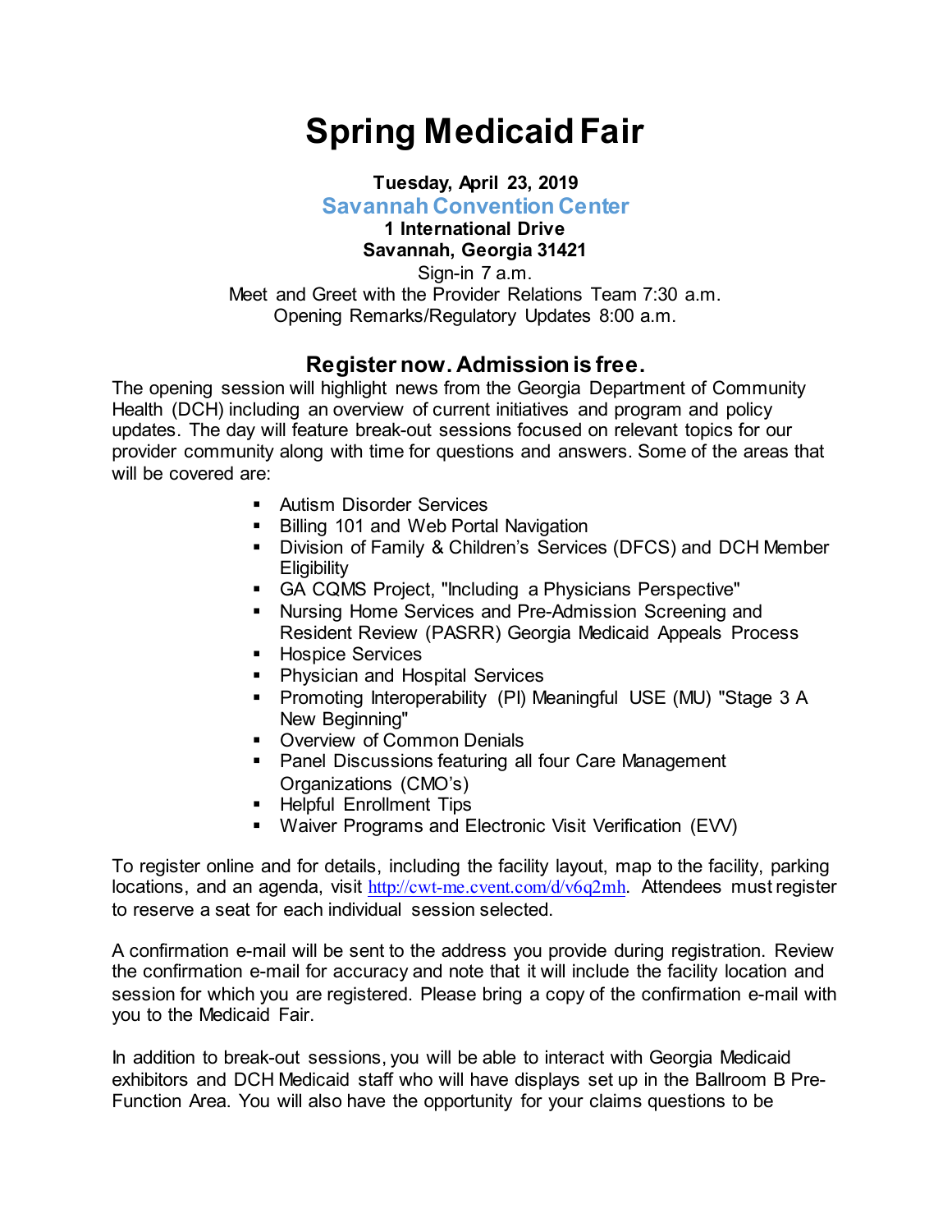# Spring Medicaid Fair

**Tuesday, April 23, 2019**

**Savannah Convention Center**

**1 International Drive**

**Savannah, Georgia 31421**

Sign-in 7 a.m.

Meet and Greet with the Provider Relations Team 7:30 a.m.

Opening Remarks/Regulatory Updates 8:00 a.m.

## Register now. Admission is free.

The opening session will highlight news from the Georgia Department of Community Health (DCH) including an overview of current initiatives and program and policy updates. The day will feature break-out sessions focused on relevant topics for our provider community along with time for questions and answers. Some of the areas that will be covered are:

- Autism Disorder Services
- Billing 101 and Web Portal Navigation
- Division of Family & Children's Services (DFCS) and DCH Member Eligibility
- GA CQMS Project, "Including a Physicians Perspective"
- Nursing Home Services and Pre-Admission Screening and Resident Review (PASRR) Georgia Medicaid Appeals Process
- Hospice Services
- Physician and Hospital Services
- Promoting Interoperability (PI) Meaningful USE (MU) "Stage 3 A New Beginning"
- Overview of Common Denials
- Panel Discussions featuring all four Care Management Organizations (CMO's)
- Helpful Enrollment Tips
- Waiver Programs and Electronic Visit Verification (EVV)

To register online and for details, including the facility layout, map to the facility, parking locations, and an agenda, visit http://cwt-me.cvent.com/d/v6q2mh. Attendees must register to reserve a seat for each individual session selected.

A confirmation e-mail will be sent to the address you provide during registration. Review the confirmation e-mail for accuracy and note that it will include the facility location and session for which you are registered. Please bring a copy of the confirmation e-mail with you to the Medicaid Fair.

In addition to break-out sessions, you will be able to interact with Georgia Medicaid exhibitors and DCH Medicaid staff who will have displays set up in the Ballroom B Pre-Function Area. You will also have the opportunity for your claims questions to be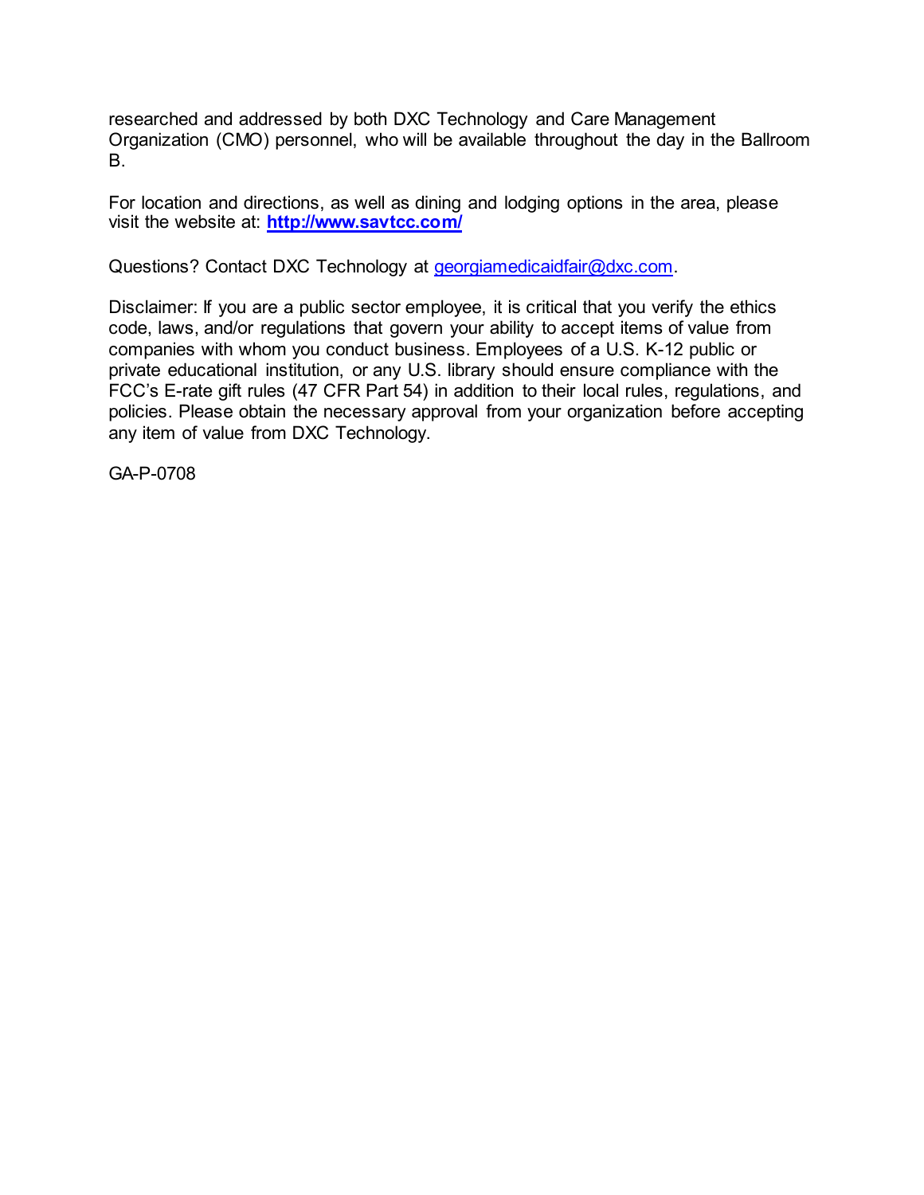researched and addressed by both DXC Technology and Care Management Organization (CMO) personnel, who will be available throughout the day in the Ballroom B.

For location and directions, as well as dining and lodging options in the area, please visit the website at: **http://www.savtcc.com/**

Questions? Contact DXC Technology at georgiamedicaidfair@dxc.com.

Disclaimer: If you are a public sector employee, it is critical that you verify the ethics code, laws, and/or regulations that govern your ability to accept items of value from companies with whom you conduct business. Employees of a U.S. K-12 public or private educational institution, or any U.S. library should ensure compliance with the FCC's E-rate gift rules (47 CFR Part 54) in addition to their local rules, regulations, and policies. Please obtain the necessary approval from your organization before accepting any item of value from DXC Technology.

GA-P-0708